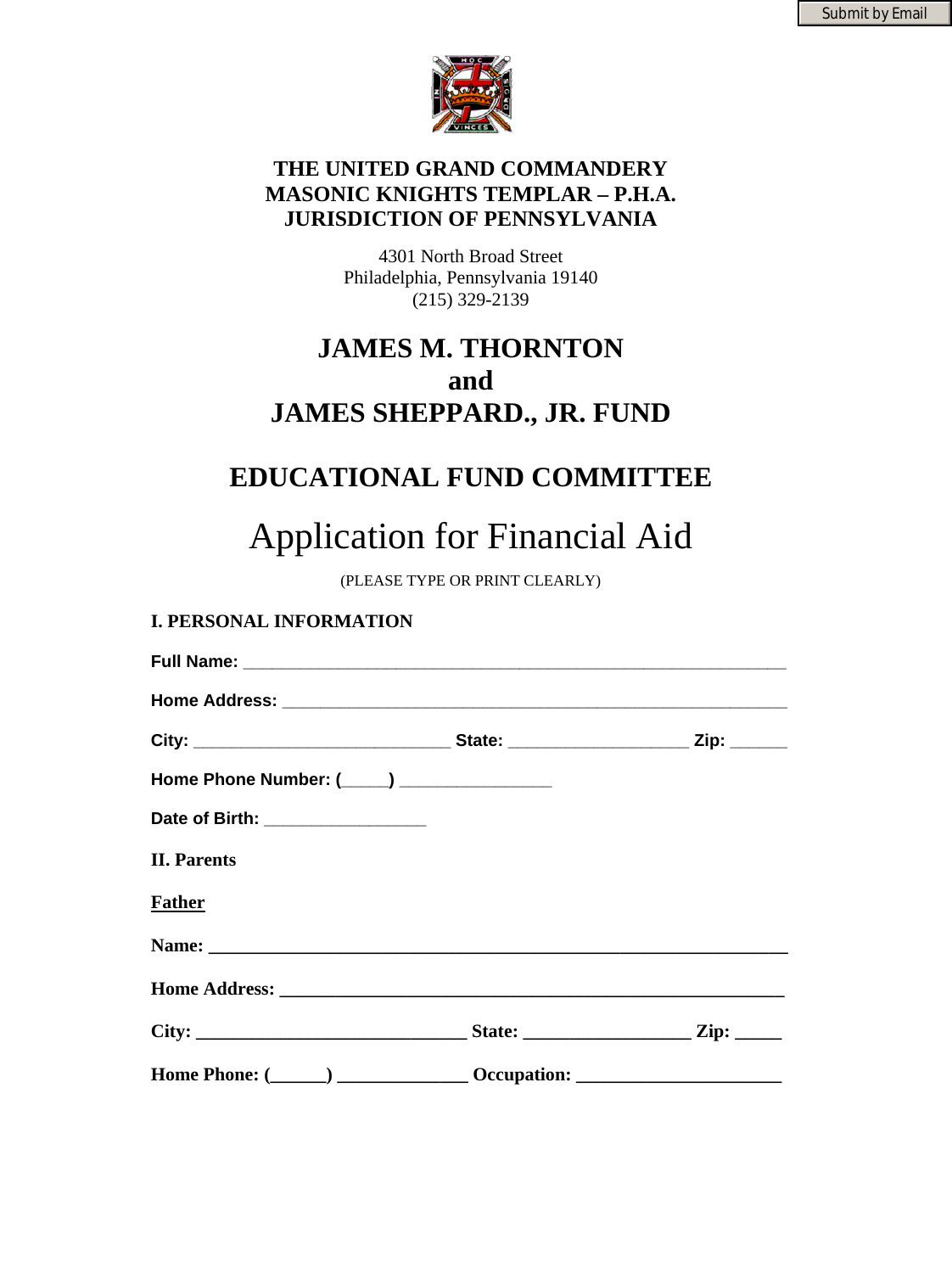Submit by Email

# THE UNITED GRAND COMMANDERY
# MASONIC KNIGHTS TEMPLAR – P.H.A.
# JURISDICTION OF PENNSYLVANIA

4301 North Broad Street
Philadelphia, Pennsylvania 19140
(215) 329-2139

# JAMES M. THORNTON
# and
# JAMES SHEPPARD., JR. FUND

## EDUCATIONAL FUND COMMITTEE

# Application for Financial Aid

(PLEASE TYPE OR PRINT CLEARLY)

### I. PERSONAL INFORMATION

**Full Name:** ________________________________________________________________

**Home Address:** ___________________________________________________________

**City:** ______________________________ **State:** _____________________ **Zip:** ______

**Home Phone Number: (_____)** __________________

**Date of Birth:** ___________________

### II. Parents

**Father**

**Name:** ________________________________________________________________

**Home Address:** _____________________________________________________

**City:** ______________________________ **State:** __________________ **Zip:** _____

**Home Phone: (______)** ______________ **Occupation:** ______________________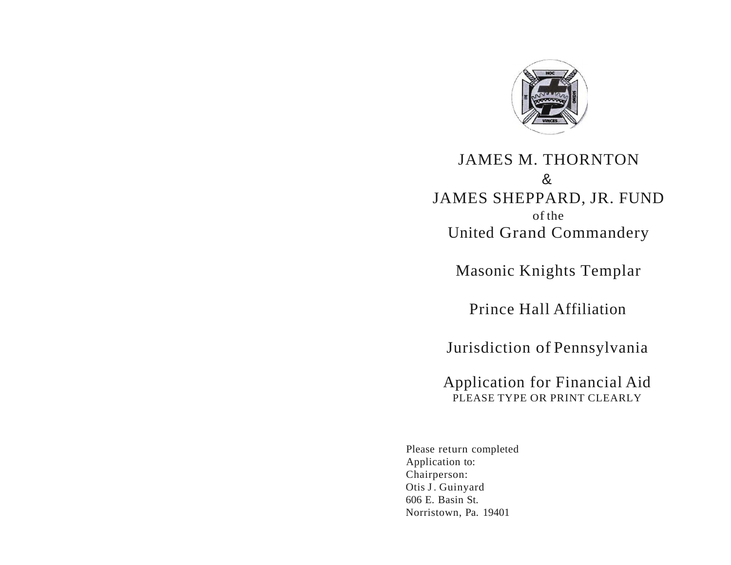# JAMES M. THORNTON
# &
# JAMES SHEPPARD, JR. FUND

of the

## United Grand Commandery

## Masonic Knights Templar

## Prince Hall Affiliation

## Jurisdiction of Pennsylvania

## Application for Financial Aid

PLEASE TYPE OR PRINT CLEARLY

Please return completed
Application to:
Chairperson:
Otis J. Guinyard
606 E. Basin St.
Norristown, Pa. 19401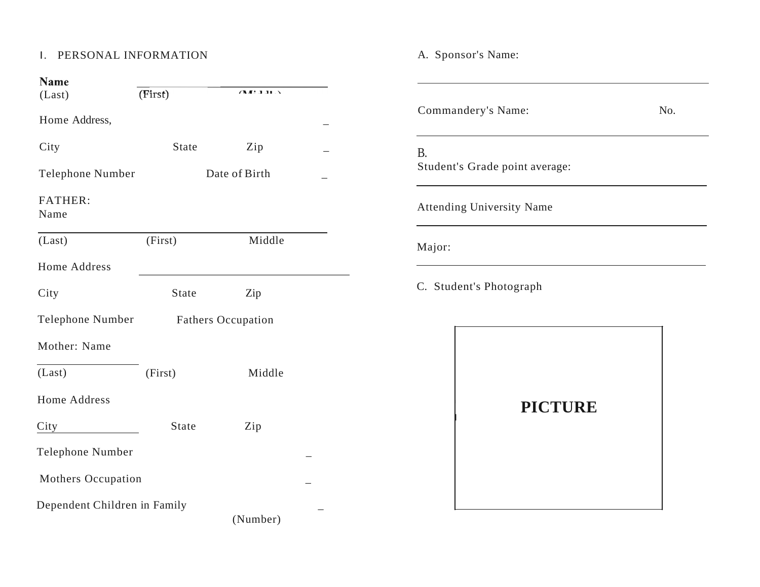## I. PERSONAL INFORMATION

**Name**

(Last) (First) (Middle)

Home Address, _

City State Zip _

Telephone Number Date of Birth _

FATHER:
Name

(Last) (First) Middle

Home Address

City State Zip

Telephone Number Fathers Occupation

Mother: Name

(Last) (First) Middle

Home Address

City State Zip

Telephone Number _

Mothers Occupation _

Dependent Children in Family _
(Number)

A. Sponsor's Name:

Commandery's Name: No.

B.
Student's Grade point average:

Attending University Name

Major:

C. Student's Photograph

**PICTURE**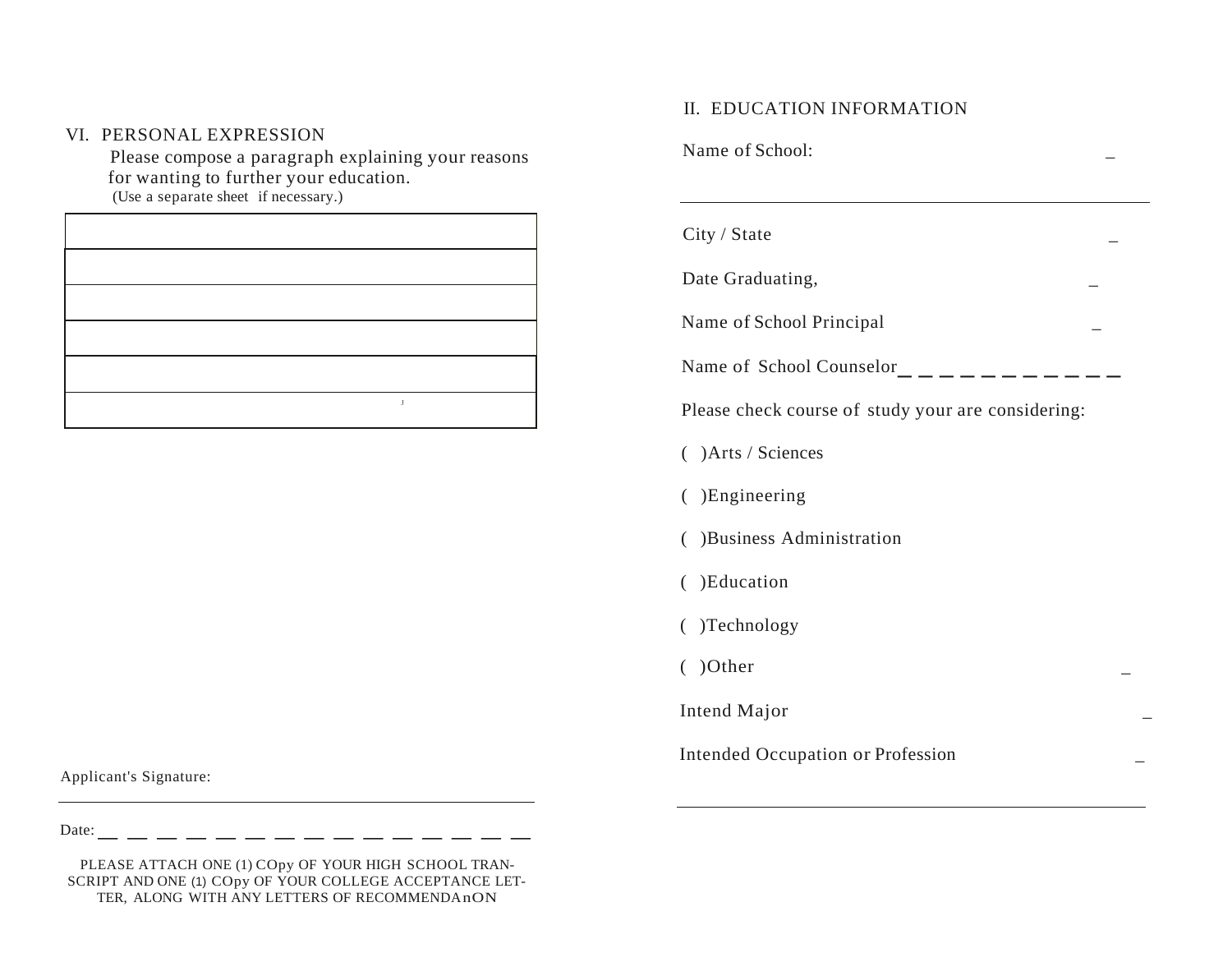## VI. PERSONAL EXPRESSION

Please compose a paragraph explaining your reasons for wanting to further your education.
(Use a separate sheet if necessary.)

| |
|---|
| |
| |
| |
| |
| |

Applicant's Signature: ______________________________

Date: _ _ _ _ _ _ _ _ _ _ _ _ _ _ _

PLEASE ATTACH ONE (1) COpy OF YOUR HIGH SCHOOL TRANSCRIPT AND ONE (1) COpy OF YOUR COLLEGE ACCEPTANCE LETTER, ALONG WITH ANY LETTERS OF RECOMMENDAnON

## II. EDUCATION INFORMATION

Name of School: _

______________________________

City / State _

Date Graduating, _

Name of School Principal _

Name of School Counselor_ _ _ _ _ _ _ _ _ _ _ _

Please check course of study your are considering:

( )Arts / Sciences

( )Engineering

( )Business Administration

( )Education

( )Technology

( )Other _

Intend Major _

Intended Occupation or Profession _

______________________________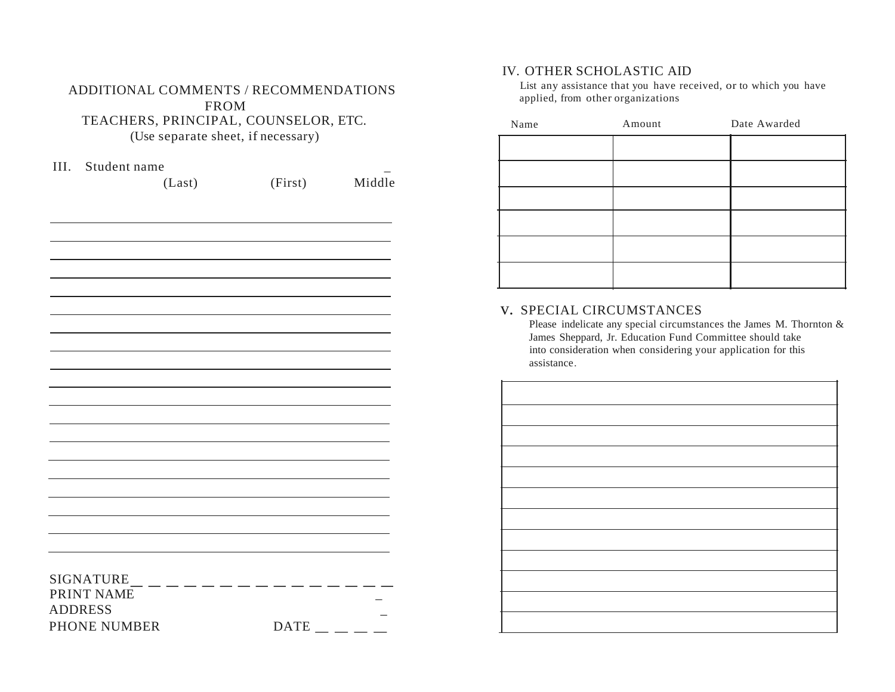ADDITIONAL COMMENTS / RECOMMENDATIONS FROM TEACHERS, PRINCIPAL, COUNSELOR, ETC.
(Use separate sheet, if necessary)

III. Student name _
(Last) (First) Middle

SIGNATURE_ _ _ _ _ _ _ _ _ _ _ _ _ _ _ _
PRINT NAME _
ADDRESS _
PHONE NUMBER DATE _ _ _ _

## IV. OTHER SCHOLASTIC AID

List any assistance that you have received, or to which you have applied, from other organizations

| Name | Amount | Date Awarded |
|---|---|---|
| | | |
| | | |
| | | |
| | | |
| | | |
| | | |

## V. SPECIAL CIRCUMSTANCES

Please indelicate any special circumstances the James M. Thornton & James Sheppard, Jr. Education Fund Committee should take into consideration when considering your application for this assistance.